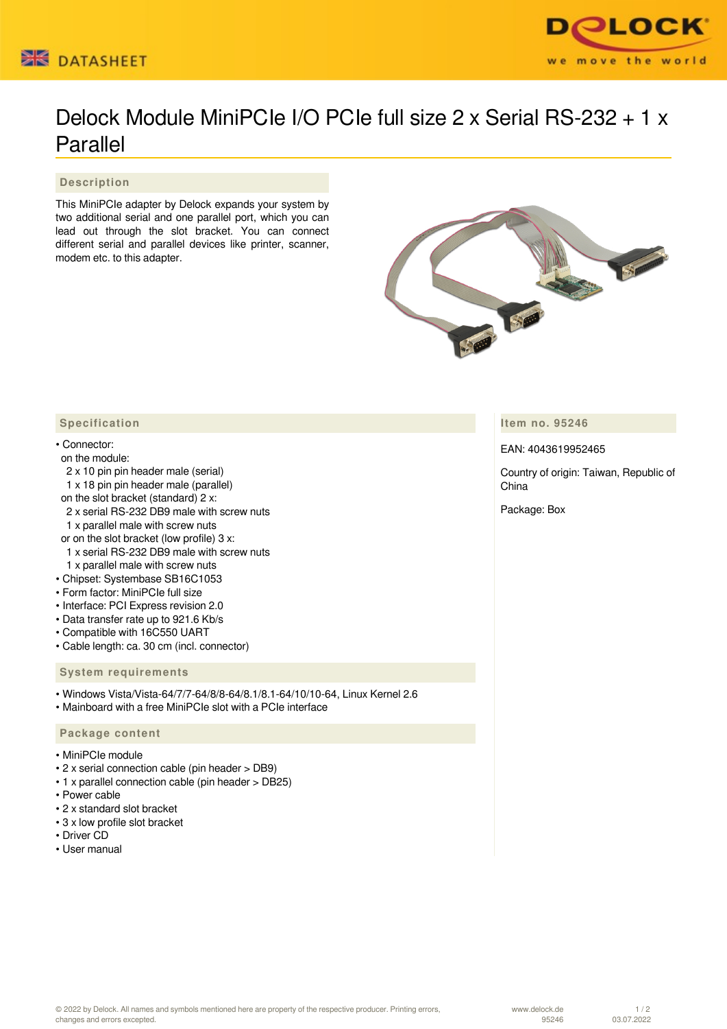# Delock Module MiniPCIe I/O PCIe full size 2 x Serial RS-232 + 1 x Parallel

## Description

This MiniPCIe adapter by Delock expands your system by two additional serial and one parallel port, which you can lead out through the slot bracket. You can connect different serial and parallel devices like printer, scanner, modem etc. to this adapter.

## Specification

- Connector:
  - on the module:
    - 2 x 10 pin pin header male (serial)
    - 1 x 18 pin pin header male (parallel)
  - on the slot bracket (standard) 2 x:
    - 2 x serial RS-232 DB9 male with screw nuts
    - 1 x parallel male with screw nuts
  - or on the slot bracket (low profile) 3 x:
    - 1 x serial RS-232 DB9 male with screw nuts
    - 1 x parallel male with screw nuts
- Chipset: Systembase SB16C1053
- Form factor: MiniPCIe full size
- Interface: PCI Express revision 2.0
- Data transfer rate up to 921.6 Kb/s
- Compatible with 16C550 UART
- Cable length: ca. 30 cm (incl. connector)

## System requirements

- Windows Vista/Vista-64/7/7-64/8/8-64/8.1/8.1-64/10/10-64, Linux Kernel 2.6
- Mainboard with a free MiniPCIe slot with a PCIe interface

## Package content

- MiniPCIe module
- 2 x serial connection cable (pin header > DB9)
- 1 x parallel connection cable (pin header > DB25)
- Power cable
- 2 x standard slot bracket
- 3 x low profile slot bracket
- Driver CD
- User manual

## Item no. 95246

EAN: 4043619952465

Country of origin: Taiwan, Republic of China

Package: Box

© 2022 by Delock. All names and symbols mentioned here are property of the respective producer. Printing errors, changes and errors excepted.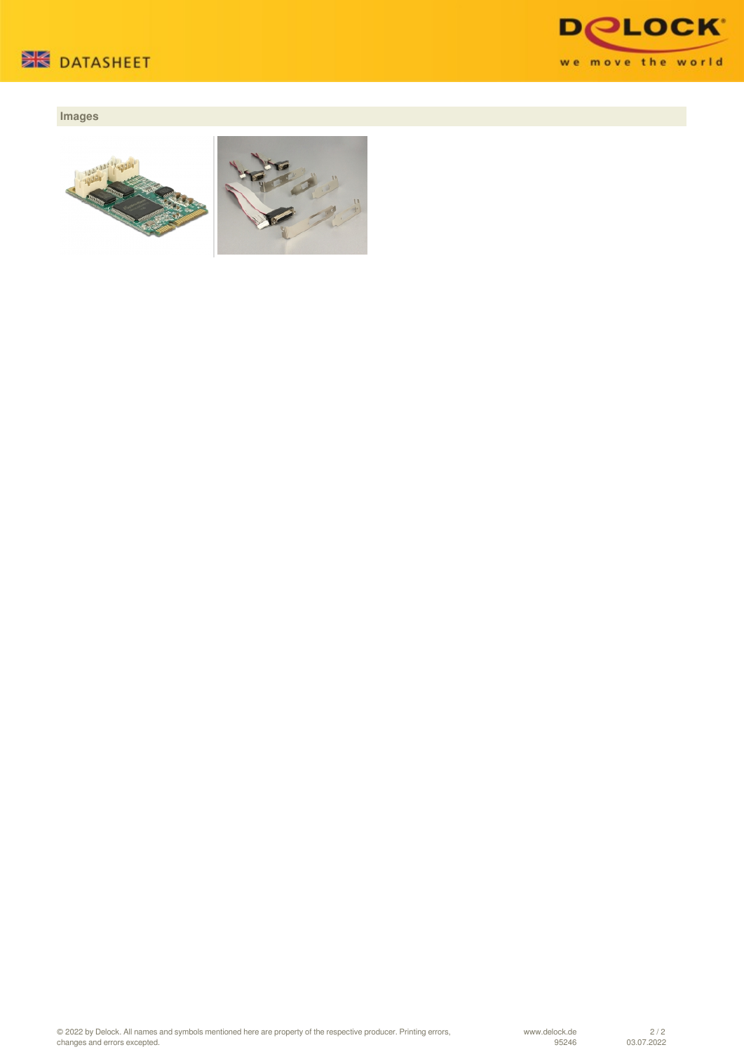## Images